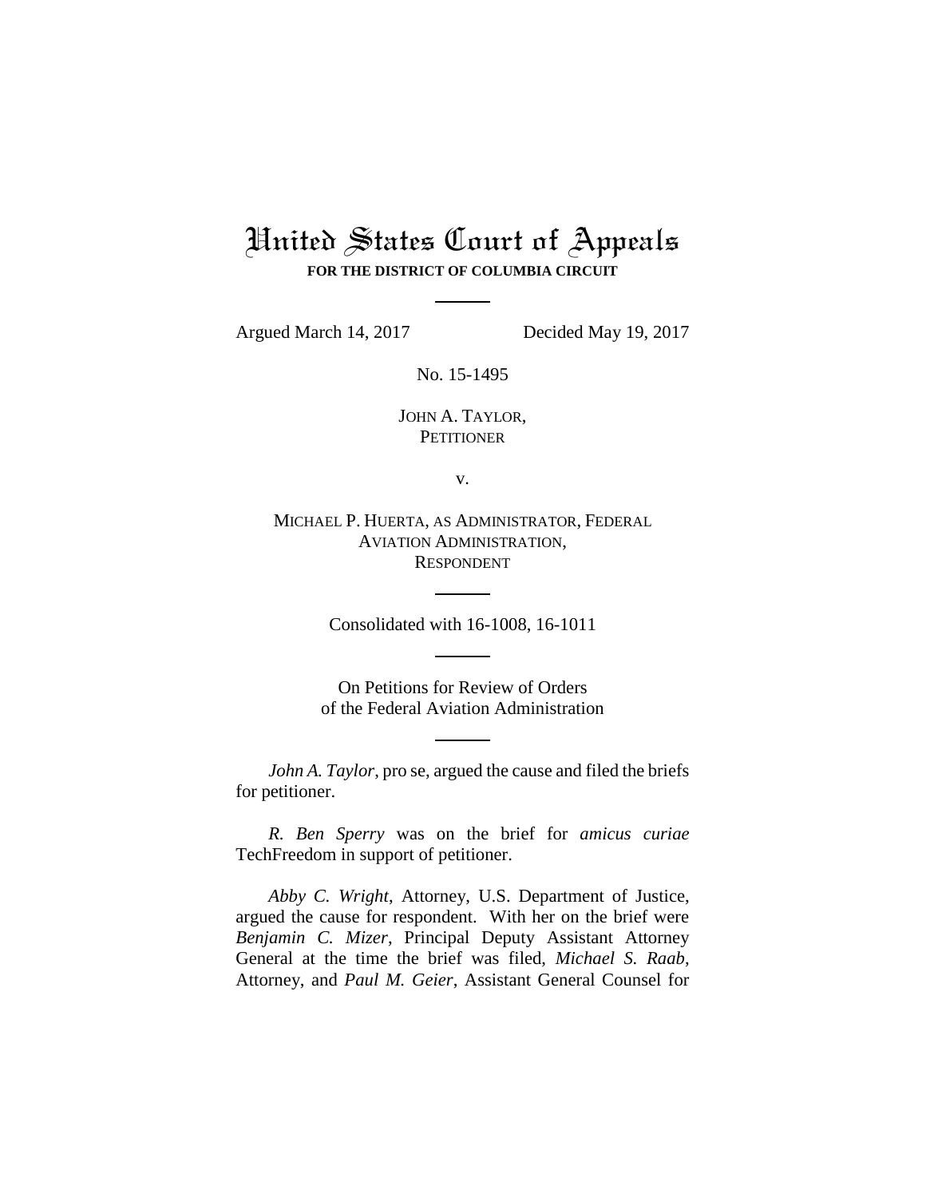# United States Court of Appeals

**FOR THE DISTRICT OF COLUMBIA CIRCUIT**

---

Argued March 14, 2017 Decided May 19, 2017

No. 15-1495

JOHN A. TAYLOR,
PETITIONER

v.

MICHAEL P. HUERTA, AS ADMINISTRATOR, FEDERAL AVIATION ADMINISTRATION,
RESPONDENT

---

Consolidated with 16-1008, 16-1011

---

On Petitions for Review of Orders
of the Federal Aviation Administration

---

*John A. Taylor*, pro se, argued the cause and filed the briefs for petitioner.

*R. Ben Sperry* was on the brief for *amicus curiae* TechFreedom in support of petitioner.

*Abby C. Wright*, Attorney, U.S. Department of Justice, argued the cause for respondent. With her on the brief were *Benjamin C. Mizer*, Principal Deputy Assistant Attorney General at the time the brief was filed, *Michael S. Raab*, Attorney, and *Paul M. Geier*, Assistant General Counsel for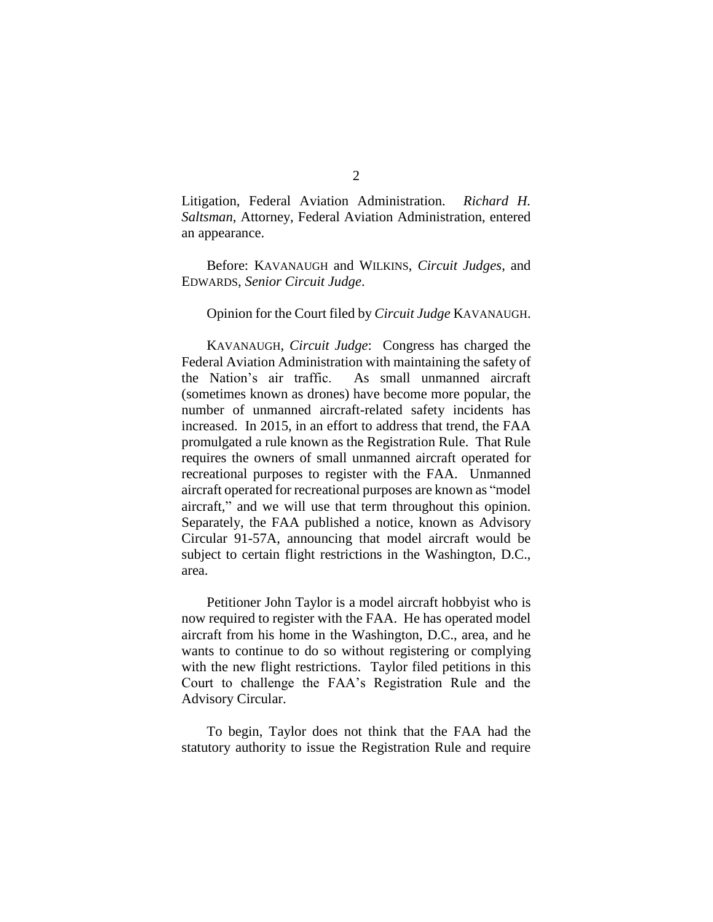Litigation, Federal Aviation Administration. *Richard H. Saltsman*, Attorney, Federal Aviation Administration, entered an appearance.

Before: KAVANAUGH and WILKINS, *Circuit Judges*, and EDWARDS, *Senior Circuit Judge*.

Opinion for the Court filed by *Circuit Judge* KAVANAUGH.

KAVANAUGH, *Circuit Judge*: Congress has charged the Federal Aviation Administration with maintaining the safety of the Nation's air traffic. As small unmanned aircraft (sometimes known as drones) have become more popular, the number of unmanned aircraft-related safety incidents has increased. In 2015, in an effort to address that trend, the FAA promulgated a rule known as the Registration Rule. That Rule requires the owners of small unmanned aircraft operated for recreational purposes to register with the FAA. Unmanned aircraft operated for recreational purposes are known as "model aircraft," and we will use that term throughout this opinion. Separately, the FAA published a notice, known as Advisory Circular 91-57A, announcing that model aircraft would be subject to certain flight restrictions in the Washington, D.C., area.

Petitioner John Taylor is a model aircraft hobbyist who is now required to register with the FAA. He has operated model aircraft from his home in the Washington, D.C., area, and he wants to continue to do so without registering or complying with the new flight restrictions. Taylor filed petitions in this Court to challenge the FAA's Registration Rule and the Advisory Circular.

To begin, Taylor does not think that the FAA had the statutory authority to issue the Registration Rule and require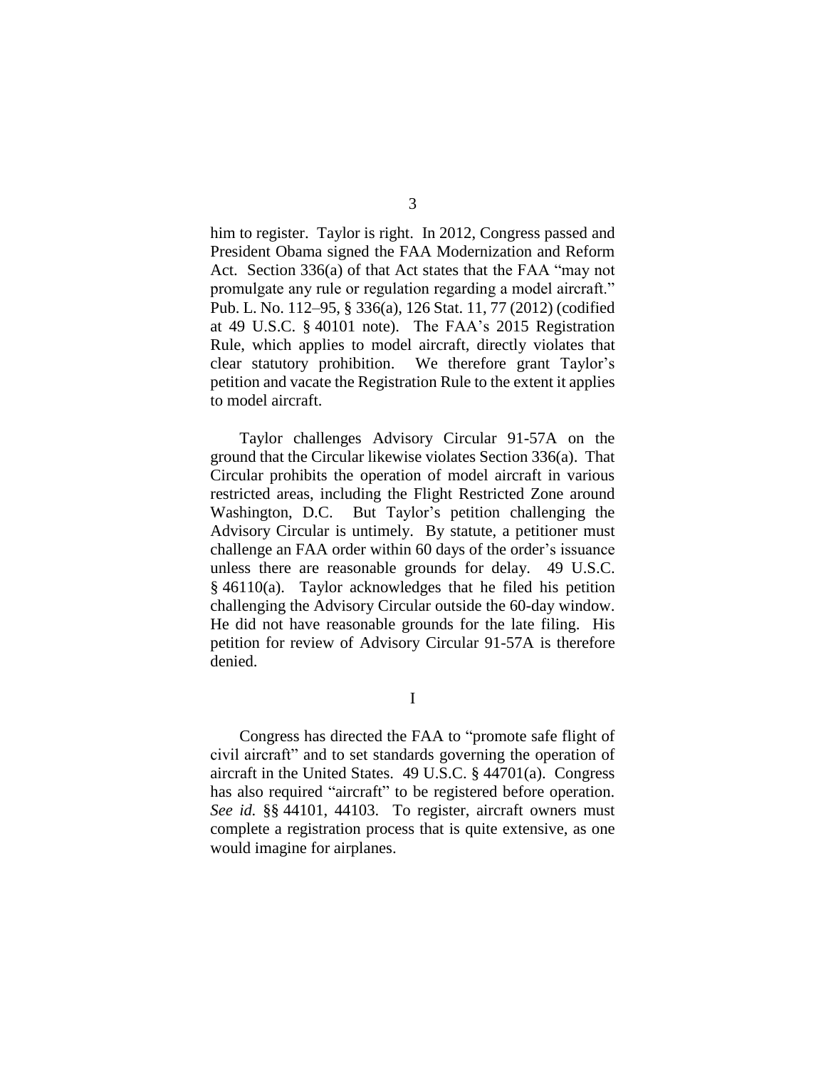him to register. Taylor is right. In 2012, Congress passed and President Obama signed the FAA Modernization and Reform Act. Section 336(a) of that Act states that the FAA "may not promulgate any rule or regulation regarding a model aircraft." Pub. L. No. 112–95, § 336(a), 126 Stat. 11, 77 (2012) (codified at 49 U.S.C. § 40101 note). The FAA's 2015 Registration Rule, which applies to model aircraft, directly violates that clear statutory prohibition. We therefore grant Taylor's petition and vacate the Registration Rule to the extent it applies to model aircraft.

Taylor challenges Advisory Circular 91-57A on the ground that the Circular likewise violates Section 336(a). That Circular prohibits the operation of model aircraft in various restricted areas, including the Flight Restricted Zone around Washington, D.C. But Taylor's petition challenging the Advisory Circular is untimely. By statute, a petitioner must challenge an FAA order within 60 days of the order's issuance unless there are reasonable grounds for delay. 49 U.S.C. § 46110(a). Taylor acknowledges that he filed his petition challenging the Advisory Circular outside the 60-day window. He did not have reasonable grounds for the late filing. His petition for review of Advisory Circular 91-57A is therefore denied.

## I

Congress has directed the FAA to "promote safe flight of civil aircraft" and to set standards governing the operation of aircraft in the United States. 49 U.S.C. § 44701(a). Congress has also required "aircraft" to be registered before operation. *See id.* §§ 44101, 44103. To register, aircraft owners must complete a registration process that is quite extensive, as one would imagine for airplanes.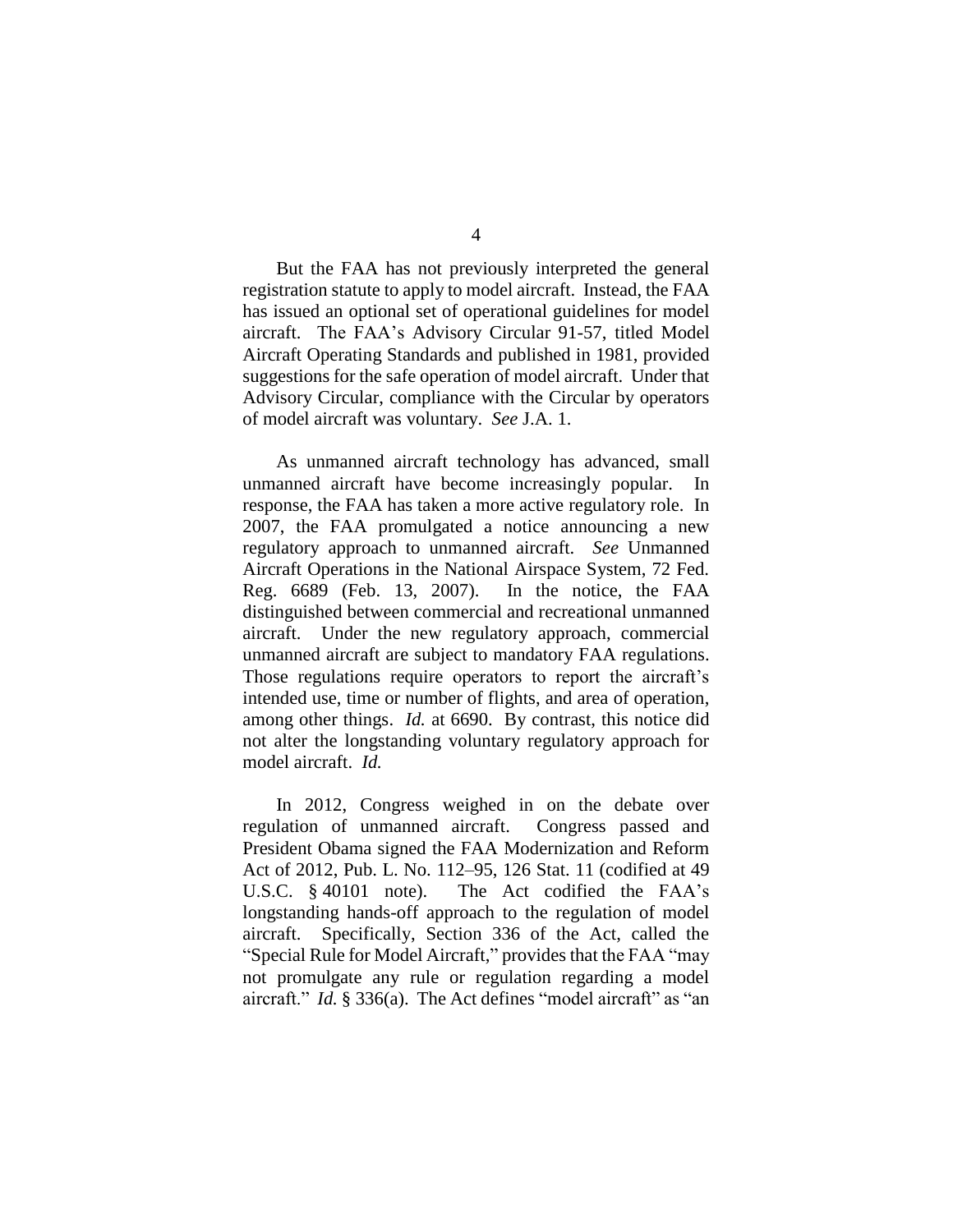But the FAA has not previously interpreted the general registration statute to apply to model aircraft. Instead, the FAA has issued an optional set of operational guidelines for model aircraft. The FAA's Advisory Circular 91-57, titled Model Aircraft Operating Standards and published in 1981, provided suggestions for the safe operation of model aircraft. Under that Advisory Circular, compliance with the Circular by operators of model aircraft was voluntary. *See* J.A. 1.

As unmanned aircraft technology has advanced, small unmanned aircraft have become increasingly popular. In response, the FAA has taken a more active regulatory role. In 2007, the FAA promulgated a notice announcing a new regulatory approach to unmanned aircraft. *See* Unmanned Aircraft Operations in the National Airspace System, 72 Fed. Reg. 6689 (Feb. 13, 2007). In the notice, the FAA distinguished between commercial and recreational unmanned aircraft. Under the new regulatory approach, commercial unmanned aircraft are subject to mandatory FAA regulations. Those regulations require operators to report the aircraft's intended use, time or number of flights, and area of operation, among other things. *Id.* at 6690. By contrast, this notice did not alter the longstanding voluntary regulatory approach for model aircraft. *Id.*

In 2012, Congress weighed in on the debate over regulation of unmanned aircraft. Congress passed and President Obama signed the FAA Modernization and Reform Act of 2012, Pub. L. No. 112–95, 126 Stat. 11 (codified at 49 U.S.C. § 40101 note). The Act codified the FAA's longstanding hands-off approach to the regulation of model aircraft. Specifically, Section 336 of the Act, called the "Special Rule for Model Aircraft," provides that the FAA "may not promulgate any rule or regulation regarding a model aircraft." *Id.* § 336(a). The Act defines "model aircraft" as "an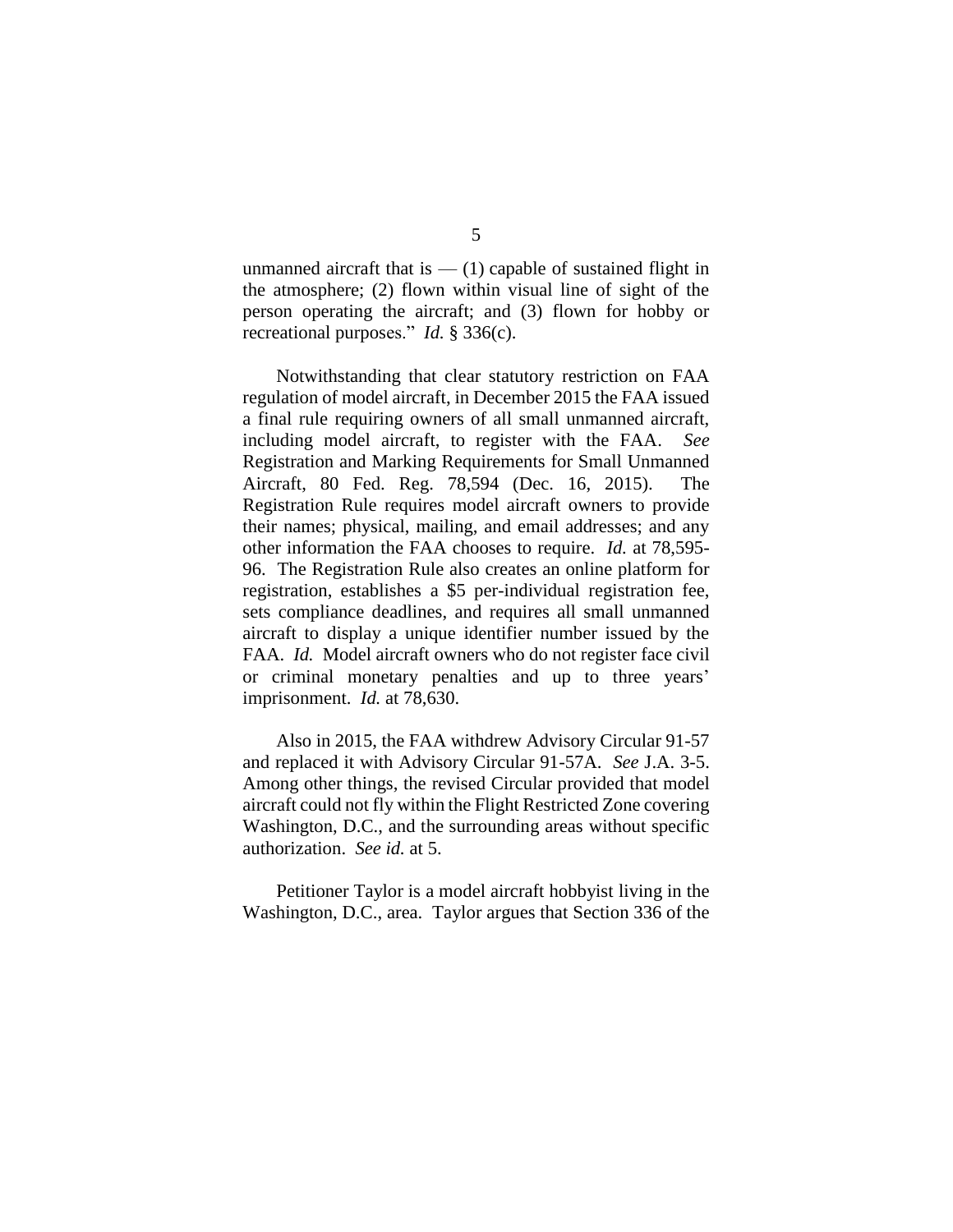unmanned aircraft that is — (1) capable of sustained flight in the atmosphere; (2) flown within visual line of sight of the person operating the aircraft; and (3) flown for hobby or recreational purposes." *Id.* § 336(c).

Notwithstanding that clear statutory restriction on FAA regulation of model aircraft, in December 2015 the FAA issued a final rule requiring owners of all small unmanned aircraft, including model aircraft, to register with the FAA. *See* Registration and Marking Requirements for Small Unmanned Aircraft, 80 Fed. Reg. 78,594 (Dec. 16, 2015). The Registration Rule requires model aircraft owners to provide their names; physical, mailing, and email addresses; and any other information the FAA chooses to require. *Id.* at 78,595-96. The Registration Rule also creates an online platform for registration, establishes a $5 per-individual registration fee, sets compliance deadlines, and requires all small unmanned aircraft to display a unique identifier number issued by the FAA. *Id.* Model aircraft owners who do not register face civil or criminal monetary penalties and up to three years' imprisonment. *Id.* at 78,630.

Also in 2015, the FAA withdrew Advisory Circular 91-57 and replaced it with Advisory Circular 91-57A. *See* J.A. 3-5. Among other things, the revised Circular provided that model aircraft could not fly within the Flight Restricted Zone covering Washington, D.C., and the surrounding areas without specific authorization. *See id.* at 5.

Petitioner Taylor is a model aircraft hobbyist living in the Washington, D.C., area. Taylor argues that Section 336 of the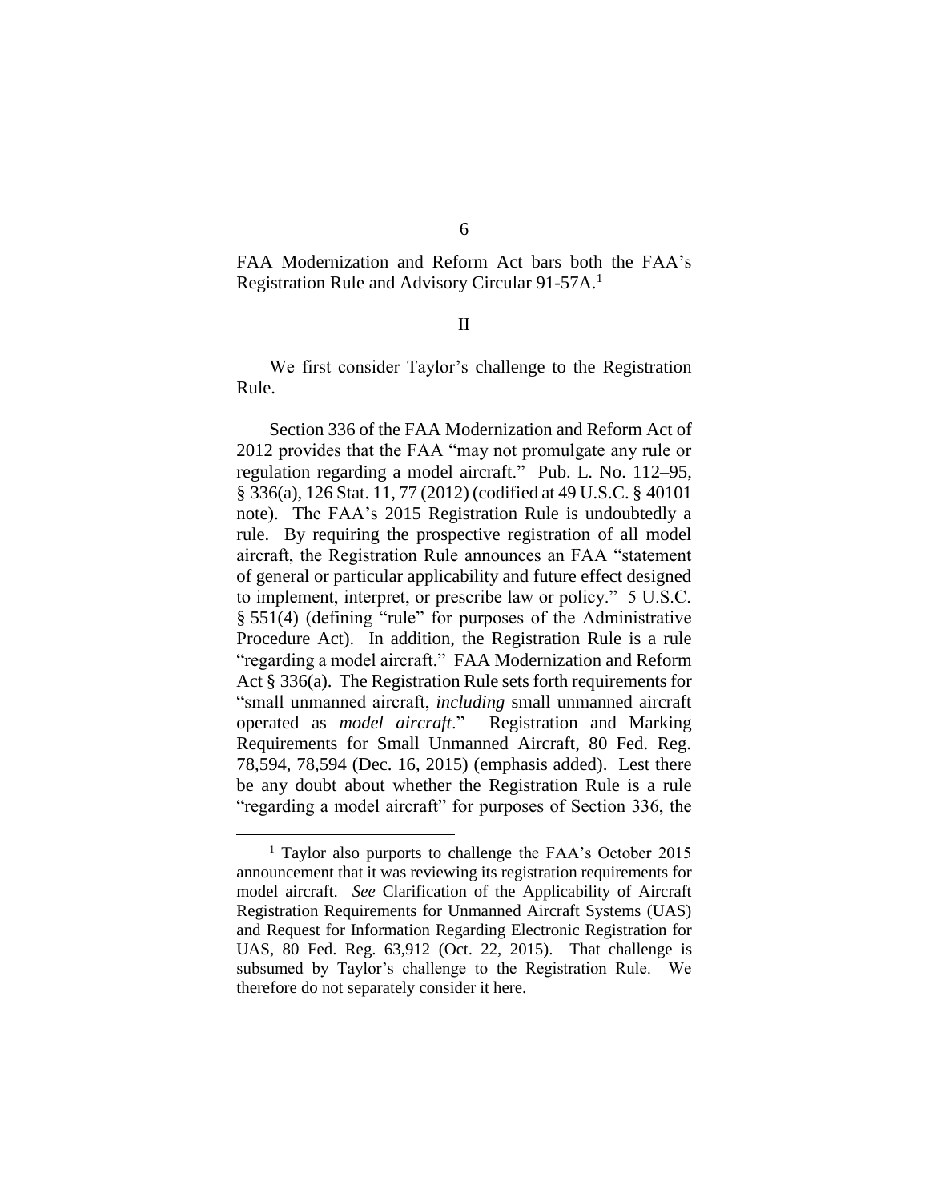FAA Modernization and Reform Act bars both the FAA's Registration Rule and Advisory Circular 91-57A.[1]

## II

We first consider Taylor's challenge to the Registration Rule.

Section 336 of the FAA Modernization and Reform Act of 2012 provides that the FAA "may not promulgate any rule or regulation regarding a model aircraft." Pub. L. No. 112–95, § 336(a), 126 Stat. 11, 77 (2012) (codified at 49 U.S.C. § 40101 note). The FAA's 2015 Registration Rule is undoubtedly a rule. By requiring the prospective registration of all model aircraft, the Registration Rule announces an FAA "statement of general or particular applicability and future effect designed to implement, interpret, or prescribe law or policy." 5 U.S.C. § 551(4) (defining "rule" for purposes of the Administrative Procedure Act). In addition, the Registration Rule is a rule "regarding a model aircraft." FAA Modernization and Reform Act § 336(a). The Registration Rule sets forth requirements for "small unmanned aircraft, *including* small unmanned aircraft operated as *model aircraft*." Registration and Marking Requirements for Small Unmanned Aircraft, 80 Fed. Reg. 78,594, 78,594 (Dec. 16, 2015) (emphasis added). Lest there be any doubt about whether the Registration Rule is a rule "regarding a model aircraft" for purposes of Section 336, the

---

[1] Taylor also purports to challenge the FAA's October 2015 announcement that it was reviewing its registration requirements for model aircraft. *See* Clarification of the Applicability of Aircraft Registration Requirements for Unmanned Aircraft Systems (UAS) and Request for Information Regarding Electronic Registration for UAS, 80 Fed. Reg. 63,912 (Oct. 22, 2015). That challenge is subsumed by Taylor's challenge to the Registration Rule. We therefore do not separately consider it here.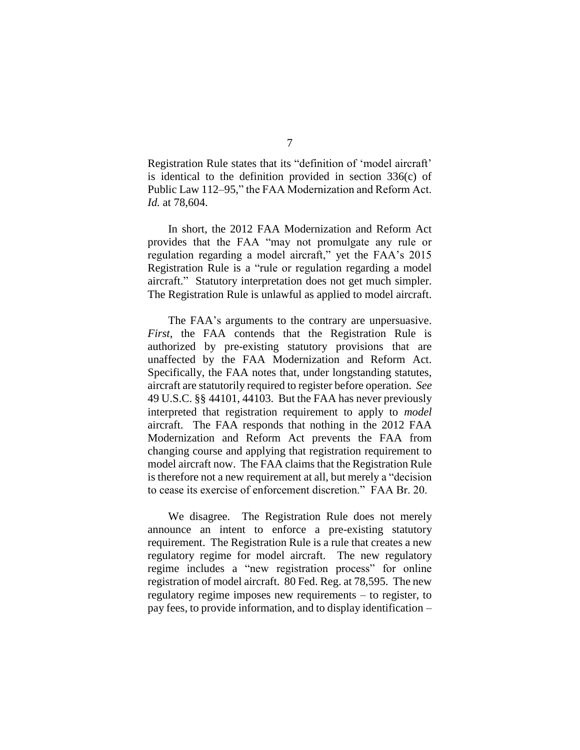Registration Rule states that its "definition of 'model aircraft' is identical to the definition provided in section 336(c) of Public Law 112–95," the FAA Modernization and Reform Act. *Id.* at 78,604.

In short, the 2012 FAA Modernization and Reform Act provides that the FAA "may not promulgate any rule or regulation regarding a model aircraft," yet the FAA's 2015 Registration Rule is a "rule or regulation regarding a model aircraft." Statutory interpretation does not get much simpler. The Registration Rule is unlawful as applied to model aircraft.

The FAA's arguments to the contrary are unpersuasive. *First*, the FAA contends that the Registration Rule is authorized by pre-existing statutory provisions that are unaffected by the FAA Modernization and Reform Act. Specifically, the FAA notes that, under longstanding statutes, aircraft are statutorily required to register before operation. *See* 49 U.S.C. §§ 44101, 44103. But the FAA has never previously interpreted that registration requirement to apply to *model* aircraft. The FAA responds that nothing in the 2012 FAA Modernization and Reform Act prevents the FAA from changing course and applying that registration requirement to model aircraft now. The FAA claims that the Registration Rule is therefore not a new requirement at all, but merely a "decision to cease its exercise of enforcement discretion." FAA Br. 20.

We disagree. The Registration Rule does not merely announce an intent to enforce a pre-existing statutory requirement. The Registration Rule is a rule that creates a new regulatory regime for model aircraft. The new regulatory regime includes a "new registration process" for online registration of model aircraft. 80 Fed. Reg. at 78,595. The new regulatory regime imposes new requirements – to register, to pay fees, to provide information, and to display identification –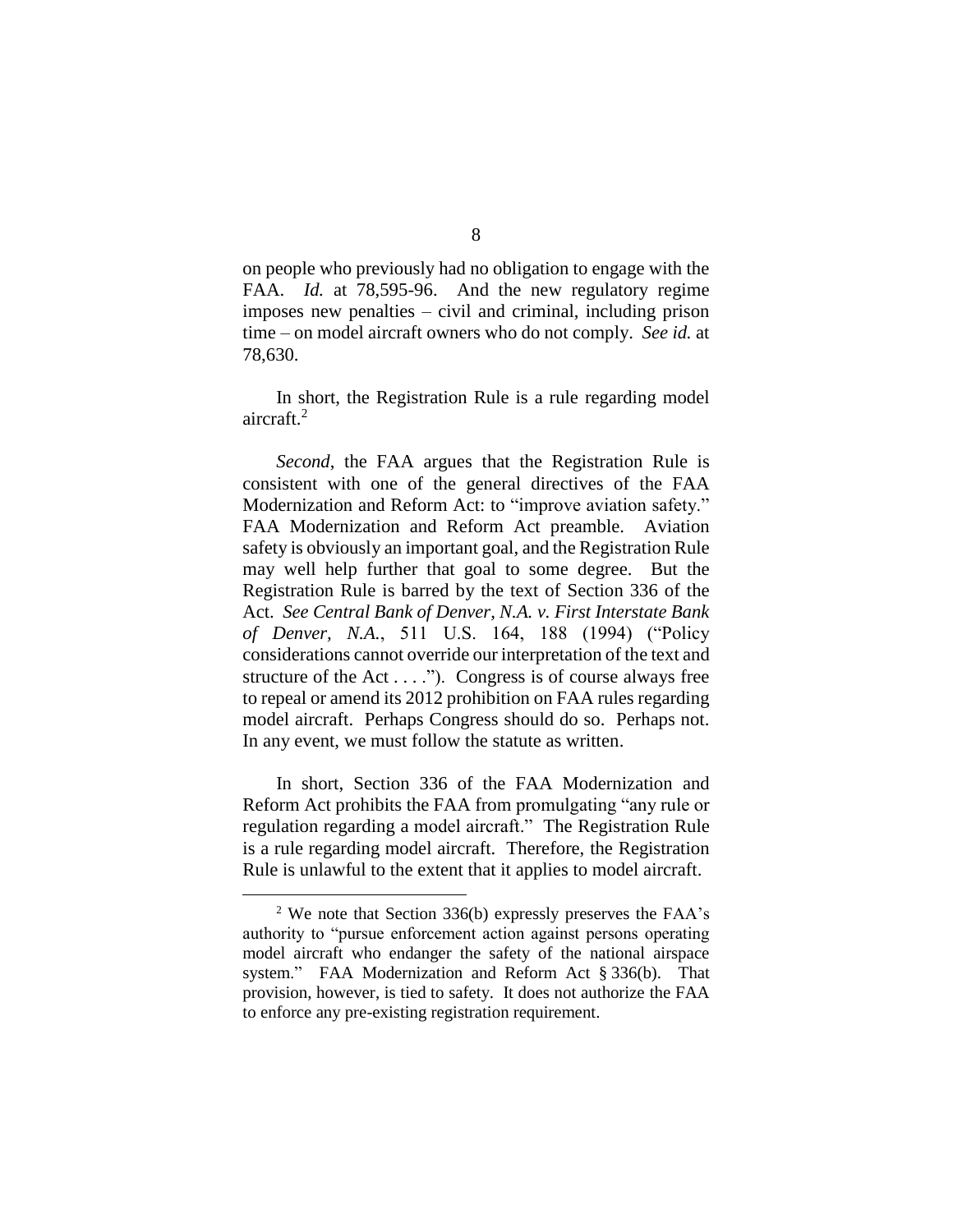on people who previously had no obligation to engage with the FAA. *Id.* at 78,595-96. And the new regulatory regime imposes new penalties – civil and criminal, including prison time – on model aircraft owners who do not comply. *See id.* at 78,630.

In short, the Registration Rule is a rule regarding model aircraft.[2]

*Second*, the FAA argues that the Registration Rule is consistent with one of the general directives of the FAA Modernization and Reform Act: to "improve aviation safety." FAA Modernization and Reform Act preamble. Aviation safety is obviously an important goal, and the Registration Rule may well help further that goal to some degree. But the Registration Rule is barred by the text of Section 336 of the Act. *See Central Bank of Denver, N.A. v. First Interstate Bank of Denver, N.A.*, 511 U.S. 164, 188 (1994) ("Policy considerations cannot override our interpretation of the text and structure of the Act . . . ."). Congress is of course always free to repeal or amend its 2012 prohibition on FAA rules regarding model aircraft. Perhaps Congress should do so. Perhaps not. In any event, we must follow the statute as written.

In short, Section 336 of the FAA Modernization and Reform Act prohibits the FAA from promulgating "any rule or regulation regarding a model aircraft." The Registration Rule is a rule regarding model aircraft. Therefore, the Registration Rule is unlawful to the extent that it applies to model aircraft.

[2] We note that Section 336(b) expressly preserves the FAA's authority to "pursue enforcement action against persons operating model aircraft who endanger the safety of the national airspace system." FAA Modernization and Reform Act § 336(b). That provision, however, is tied to safety. It does not authorize the FAA to enforce any pre-existing registration requirement.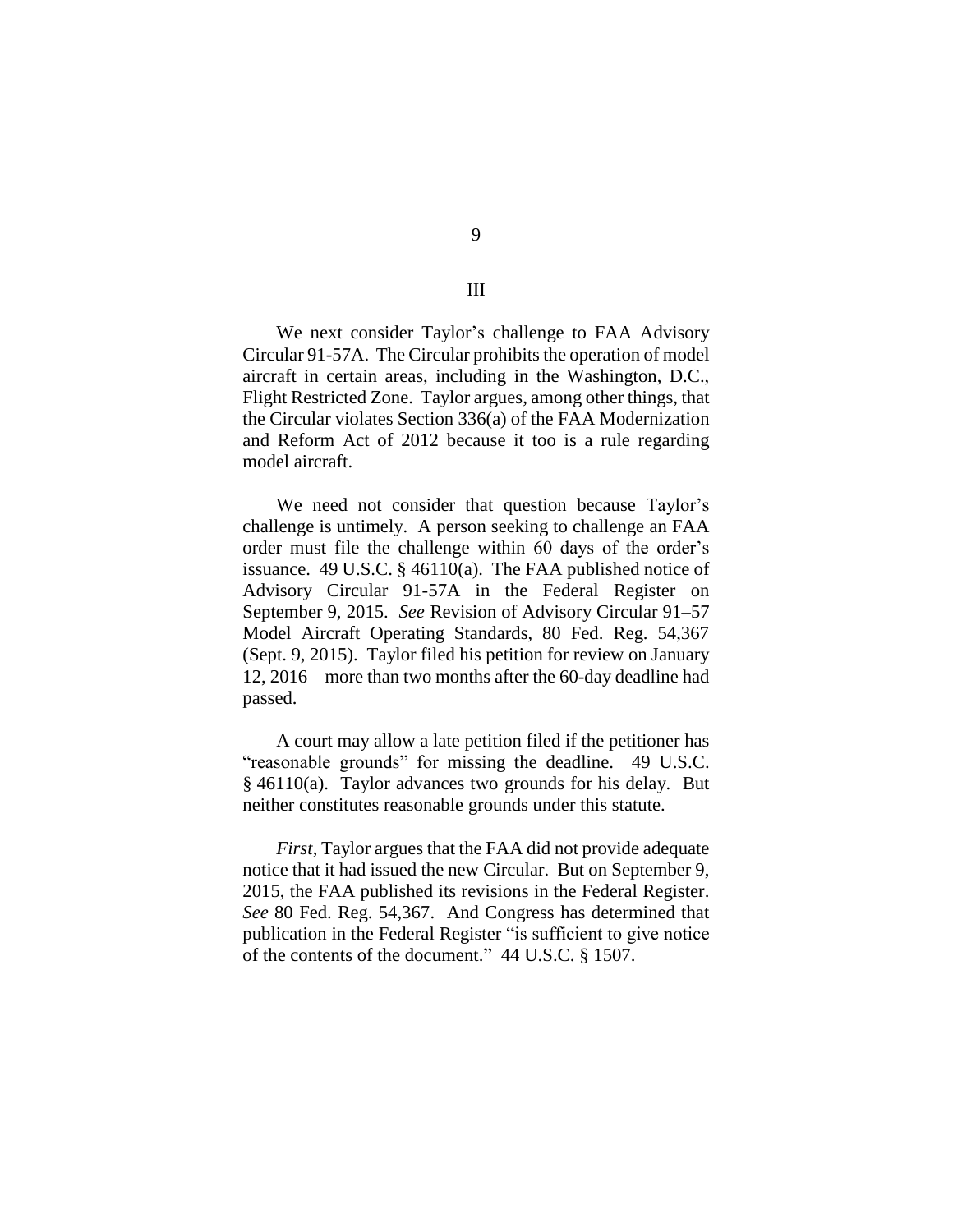III

We next consider Taylor's challenge to FAA Advisory Circular 91-57A. The Circular prohibits the operation of model aircraft in certain areas, including in the Washington, D.C., Flight Restricted Zone. Taylor argues, among other things, that the Circular violates Section 336(a) of the FAA Modernization and Reform Act of 2012 because it too is a rule regarding model aircraft.

We need not consider that question because Taylor's challenge is untimely. A person seeking to challenge an FAA order must file the challenge within 60 days of the order's issuance. 49 U.S.C. § 46110(a). The FAA published notice of Advisory Circular 91-57A in the Federal Register on September 9, 2015. *See* Revision of Advisory Circular 91–57 Model Aircraft Operating Standards, 80 Fed. Reg. 54,367 (Sept. 9, 2015). Taylor filed his petition for review on January 12, 2016 – more than two months after the 60-day deadline had passed.

A court may allow a late petition filed if the petitioner has "reasonable grounds" for missing the deadline. 49 U.S.C. § 46110(a). Taylor advances two grounds for his delay. But neither constitutes reasonable grounds under this statute.

*First*, Taylor argues that the FAA did not provide adequate notice that it had issued the new Circular. But on September 9, 2015, the FAA published its revisions in the Federal Register. *See* 80 Fed. Reg. 54,367. And Congress has determined that publication in the Federal Register "is sufficient to give notice of the contents of the document." 44 U.S.C. § 1507.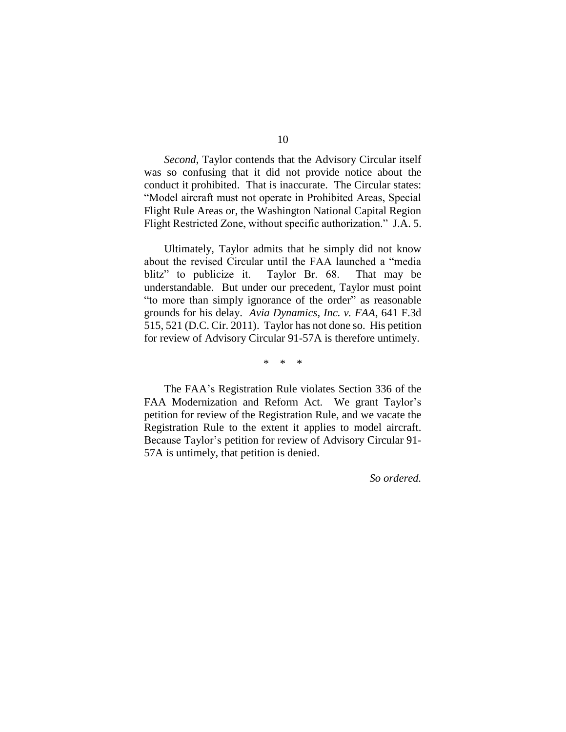*Second*, Taylor contends that the Advisory Circular itself was so confusing that it did not provide notice about the conduct it prohibited. That is inaccurate. The Circular states: "Model aircraft must not operate in Prohibited Areas, Special Flight Rule Areas or, the Washington National Capital Region Flight Restricted Zone, without specific authorization." J.A. 5.

Ultimately, Taylor admits that he simply did not know about the revised Circular until the FAA launched a "media blitz" to publicize it. Taylor Br. 68. That may be understandable. But under our precedent, Taylor must point "to more than simply ignorance of the order" as reasonable grounds for his delay. *Avia Dynamics, Inc. v. FAA*, 641 F.3d 515, 521 (D.C. Cir. 2011). Taylor has not done so. His petition for review of Advisory Circular 91-57A is therefore untimely.

\* \* \*

The FAA's Registration Rule violates Section 336 of the FAA Modernization and Reform Act. We grant Taylor's petition for review of the Registration Rule, and we vacate the Registration Rule to the extent it applies to model aircraft. Because Taylor's petition for review of Advisory Circular 91-57A is untimely, that petition is denied.

*So ordered.*